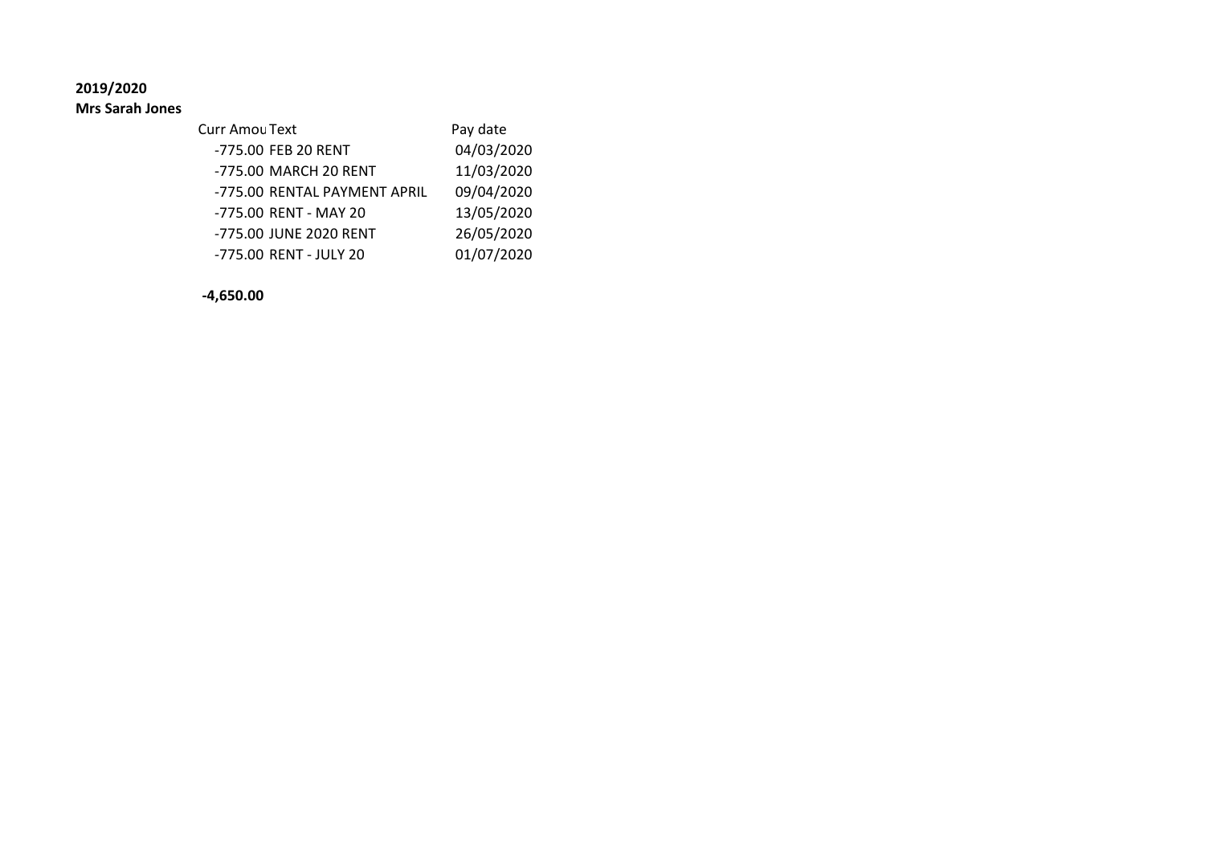**2019/2020**

**Mrs Sarah Jones**

| Curr Amou | Text | Pay date |
|---|---|---|
| -775.00 | FEB 20 RENT | 04/03/2020 |
| -775.00 | MARCH 20 RENT | 11/03/2020 |
| -775.00 | RENTAL PAYMENT APRIL | 09/04/2020 |
| -775.00 | RENT - MAY 20 | 13/05/2020 |
| -775.00 | JUNE 2020 RENT | 26/05/2020 |
| -775.00 | RENT - JULY 20 | 01/07/2020 |
| **-4,650.00** | | |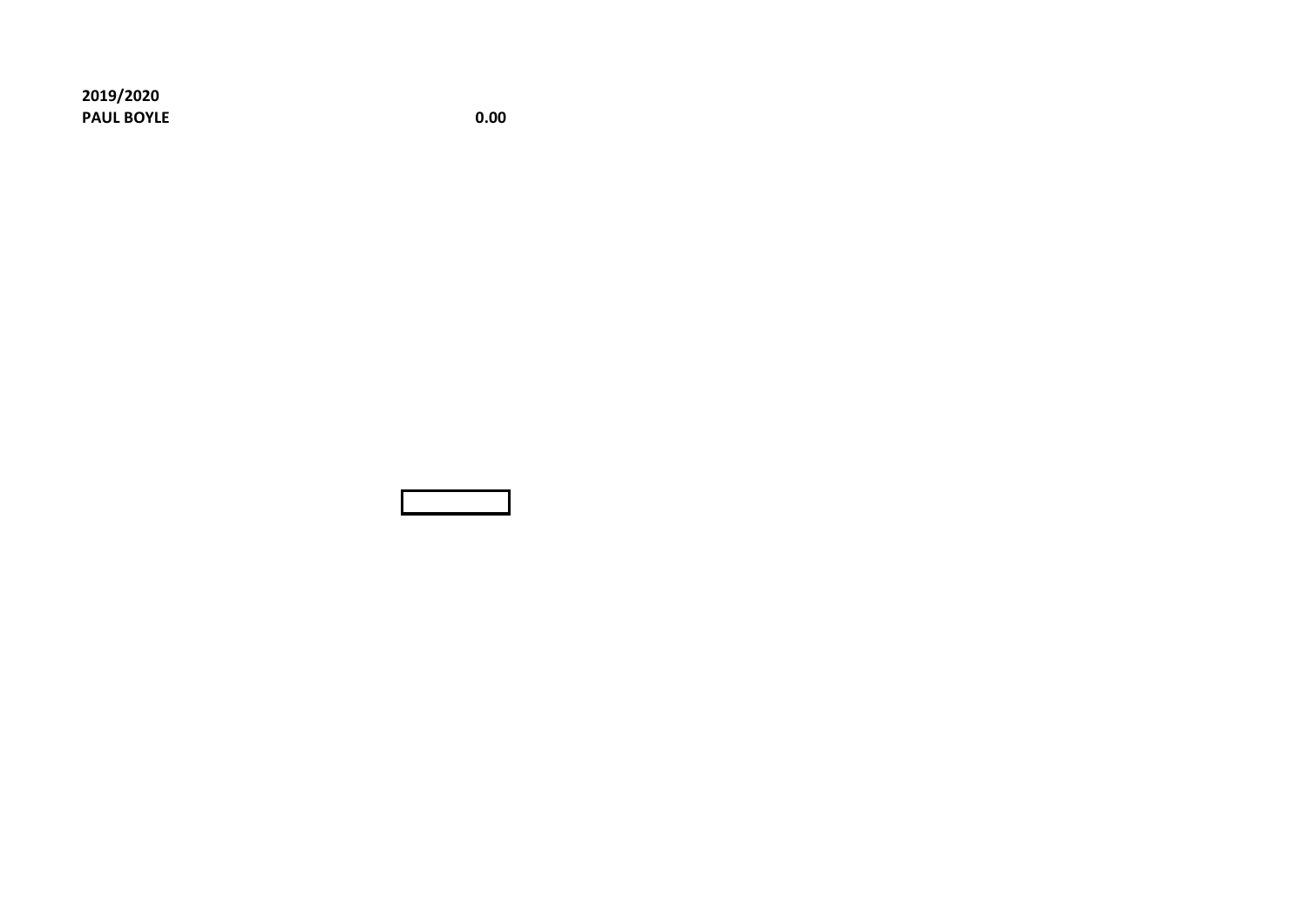**2019/2020**

| **PAUL BOYLE** | **0.00** |
| --- | --- |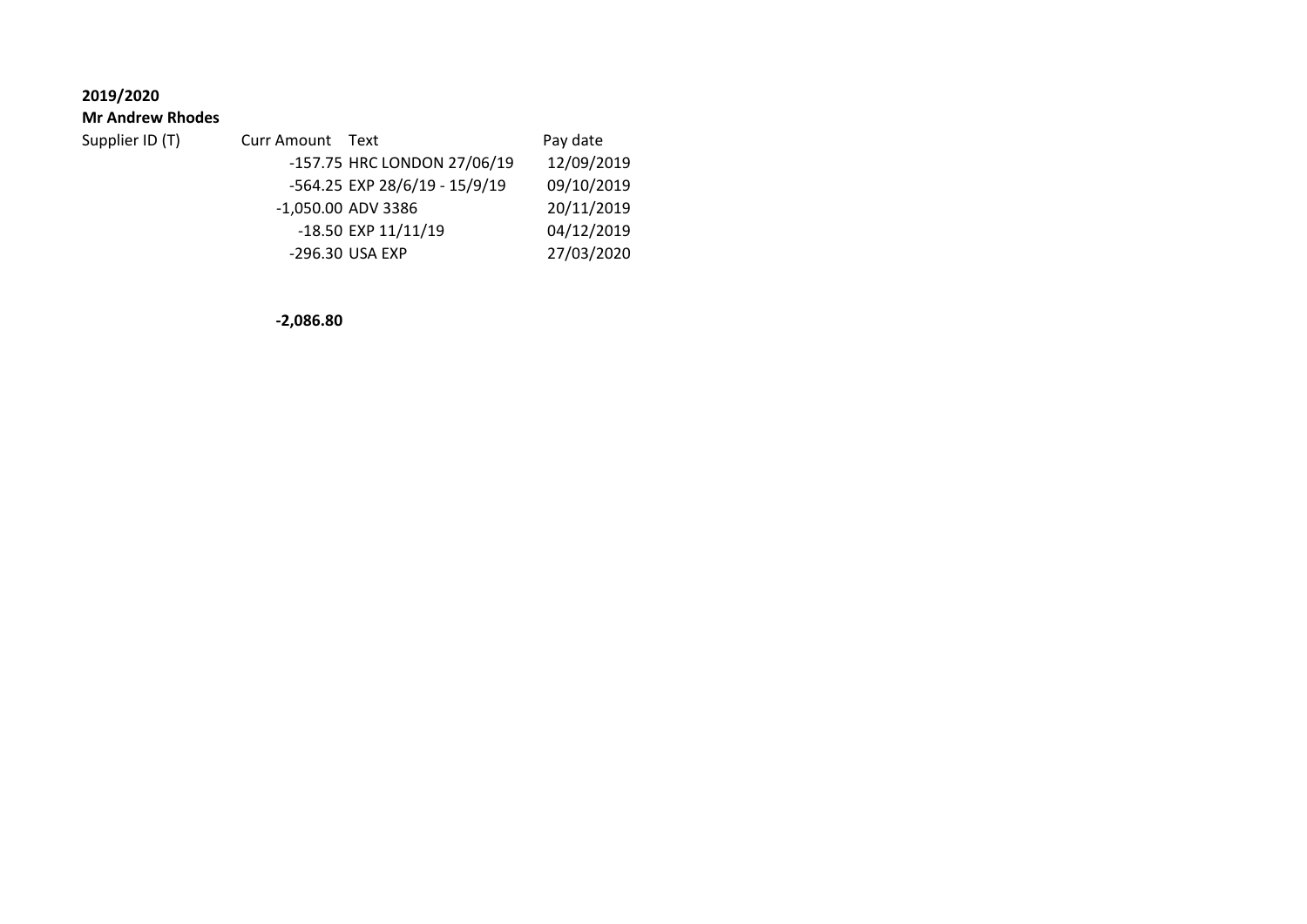**2019/2020**

**Mr Andrew Rhodes**

| Supplier ID (T) | Curr Amount | Text | Pay date |
|---|---|---|---|
| | -157.75 | HRC LONDON 27/06/19 | 12/09/2019 |
| | -564.25 | EXP 28/6/19 - 15/9/19 | 09/10/2019 |
| | -1,050.00 | ADV 3386 | 20/11/2019 |
| | -18.50 | EXP 11/11/19 | 04/12/2019 |
| | -296.30 | USA EXP | 27/03/2020 |
| | | | |
| | **-2,086.80** | | |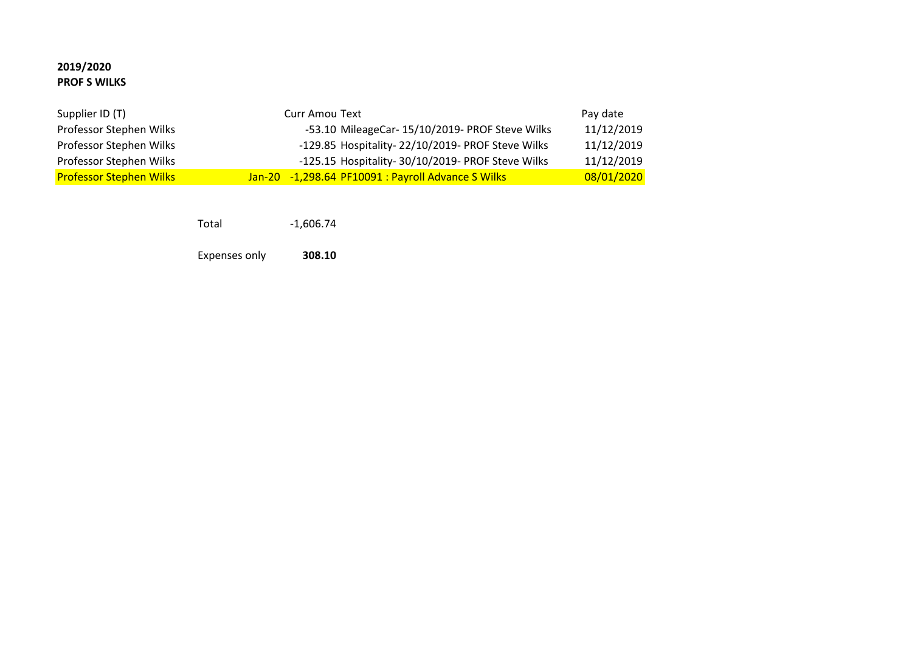**2019/2020**
**PROF S WILKS**

| Supplier ID (T) | | Curr Amou | Text | Pay date |
|---|---|---|---|---|
| Professor Stephen Wilks | | -53.10 | MileageCar- 15/10/2019- PROF Steve Wilks | 11/12/2019 |
| Professor Stephen Wilks | | -129.85 | Hospitality- 22/10/2019- PROF Steve Wilks | 11/12/2019 |
| Professor Stephen Wilks | | -125.15 | Hospitality- 30/10/2019- PROF Steve Wilks | 11/12/2019 |
| Professor Stephen Wilks | Jan-20 | -1,298.64 | PF10091 : Payroll Advance S Wilks | 08/01/2020 |

| | |
|---|---|
| Total | -1,606.74 |
| Expenses only | **308.10** |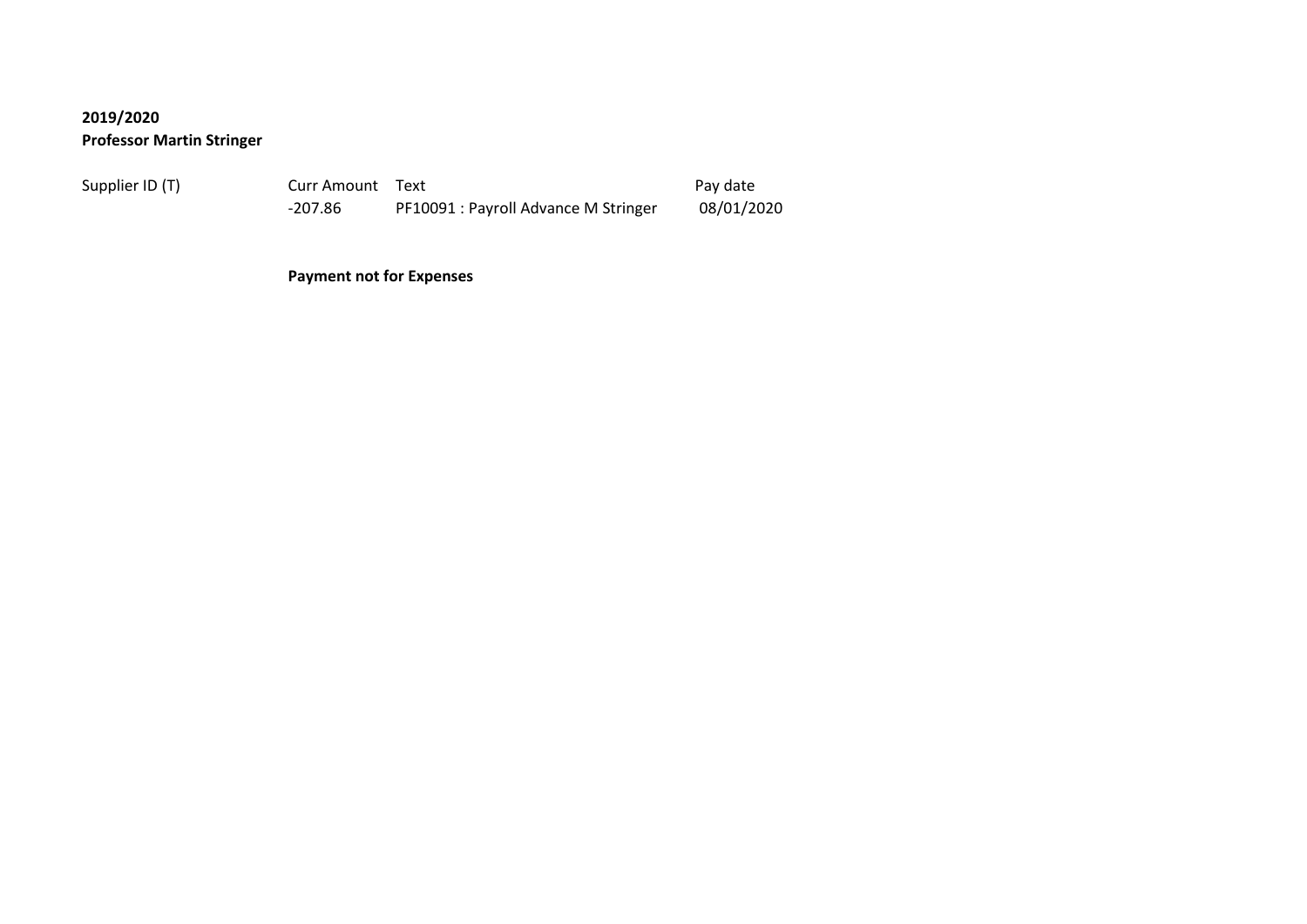**2019/2020**
**Professor Martin Stringer**

| Supplier ID (T) | Curr Amount | Text | Pay date |
| --- | --- | --- | --- |
| | -207.86 | PF10091 : Payroll Advance M Stringer | 08/01/2020 |

**Payment not for Expenses**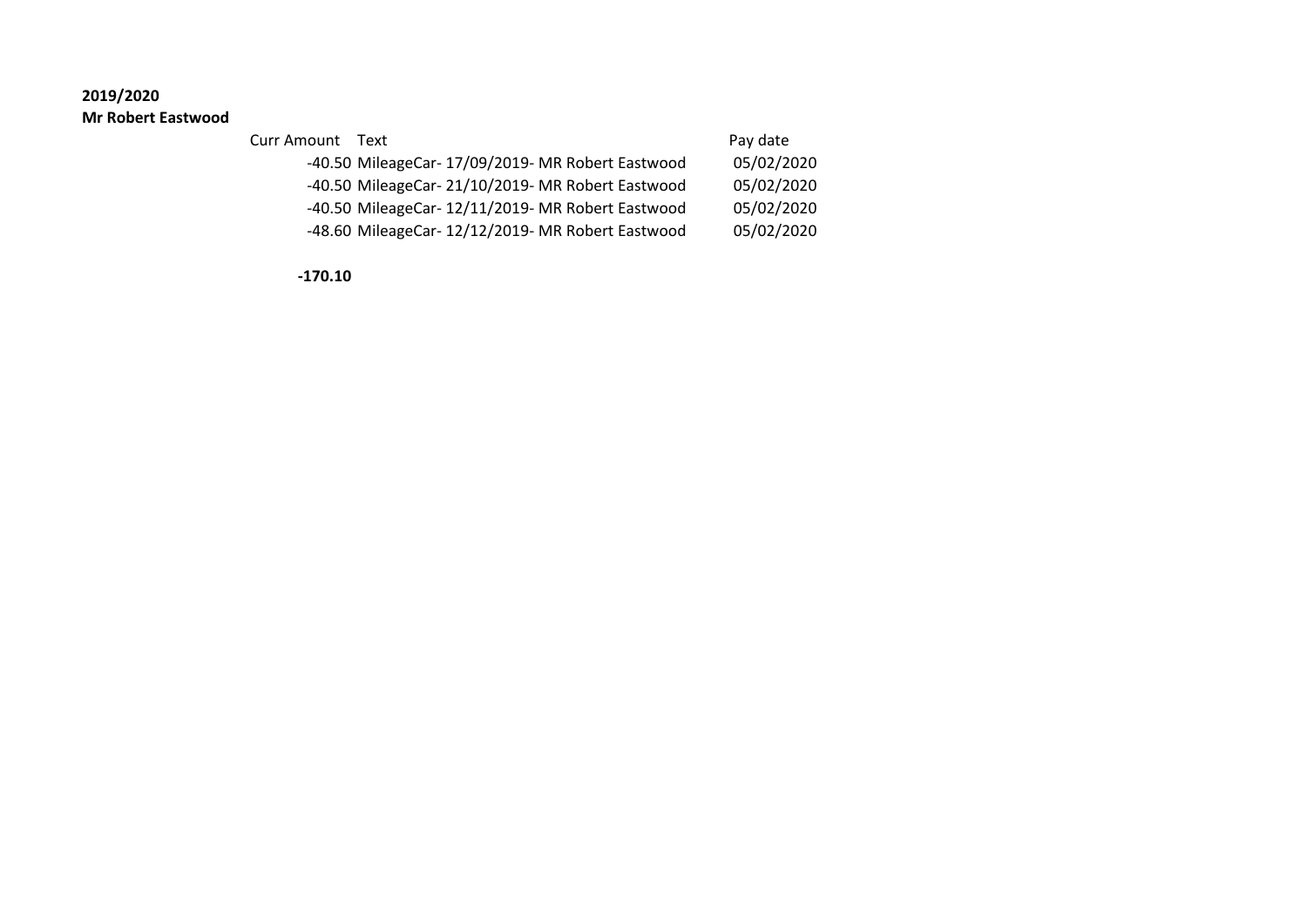**2019/2020**
**Mr Robert Eastwood**

| Curr Amount | Text | Pay date |
|---|---|---|
| -40.50 | MileageCar- 17/09/2019- MR Robert Eastwood | 05/02/2020 |
| -40.50 | MileageCar- 21/10/2019- MR Robert Eastwood | 05/02/2020 |
| -40.50 | MileageCar- 12/11/2019- MR Robert Eastwood | 05/02/2020 |
| -48.60 | MileageCar- 12/12/2019- MR Robert Eastwood | 05/02/2020 |
| **-170.10** | | |